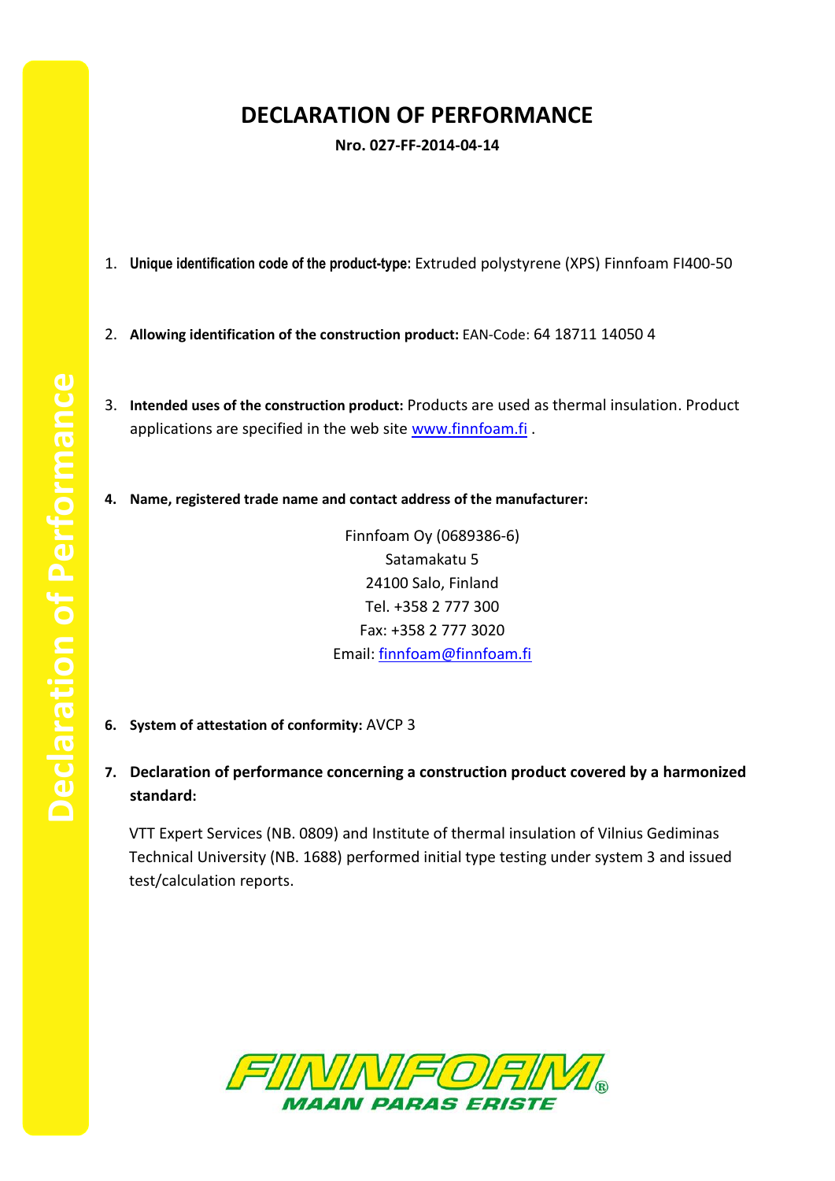# DECLARATION OF PERFORMANCE

**Nro. 027-FF-2014-04-14**

1. **Unique identification code of the product-type:** Extruded polystyrene (XPS) Finnfoam FI400-50

2. **Allowing identification of the construction product:** EAN-Code: 64 18711 14050 4

3. **Intended uses of the construction product:** Products are used as thermal insulation. Product applications are specified in the web site www.finnfoam.fi .

4. **Name, registered trade name and contact address of the manufacturer:**

   Finnfoam Oy (0689386-6)
   Satamakatu 5
   24100 Salo, Finland
   Tel. +358 2 777 300
   Fax: +358 2 777 3020
   Email: finnfoam@finnfoam.fi

6. **System of attestation of conformity:** AVCP 3

7. **Declaration of performance concerning a construction product covered by a harmonized standard:**

   VTT Expert Services (NB. 0809) and Institute of thermal insulation of Vilnius Gediminas Technical University (NB. 1688) performed initial type testing under system 3 and issued test/calculation reports.

FINNFOAM®
MAAN PARAS ERISTE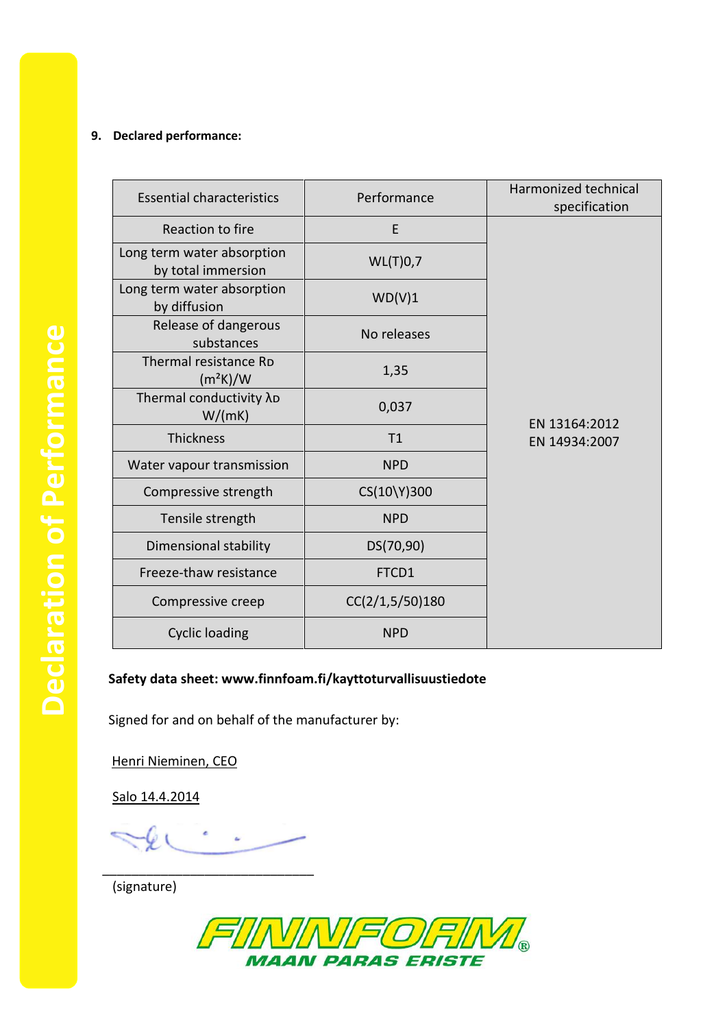**9. Declared performance:**

| Essential characteristics | Performance | Harmonized technical specification |
|---|---|---|
| Reaction to fire | E | EN 13164:2012 EN 14934:2007 |
| Long term water absorption by total immersion | WL(T)0,7 | |
| Long term water absorption by diffusion | WD(V)1 | |
| Release of dangerous substances | No releases | |
| Thermal resistance $R_D$ $(m^2K)/W$ | 1,35 | |
| Thermal conductivity $\lambda_D$ W/(mK) | 0,037 | |
| Thickness | T1 | |
| Water vapour transmission | NPD | |
| Compressive strength | CS(10\Y)300 | |
| Tensile strength | NPD | |
| Dimensional stability | DS(70,90) | |
| Freeze-thaw resistance | FTCD1 | |
| Compressive creep | CC(2/1,5/50)180 | |
| Cyclic loading | NPD | |

**Safety data sheet: www.finnfoam.fi/kayttoturvallisuustiedote**

Signed for and on behalf of the manufacturer by:

Henri Nieminen, CEO

Salo 14.4.2014

______________________________

(signature)

FINNFOAM® MAAN PARAS ERISTE

Declaration of Performance